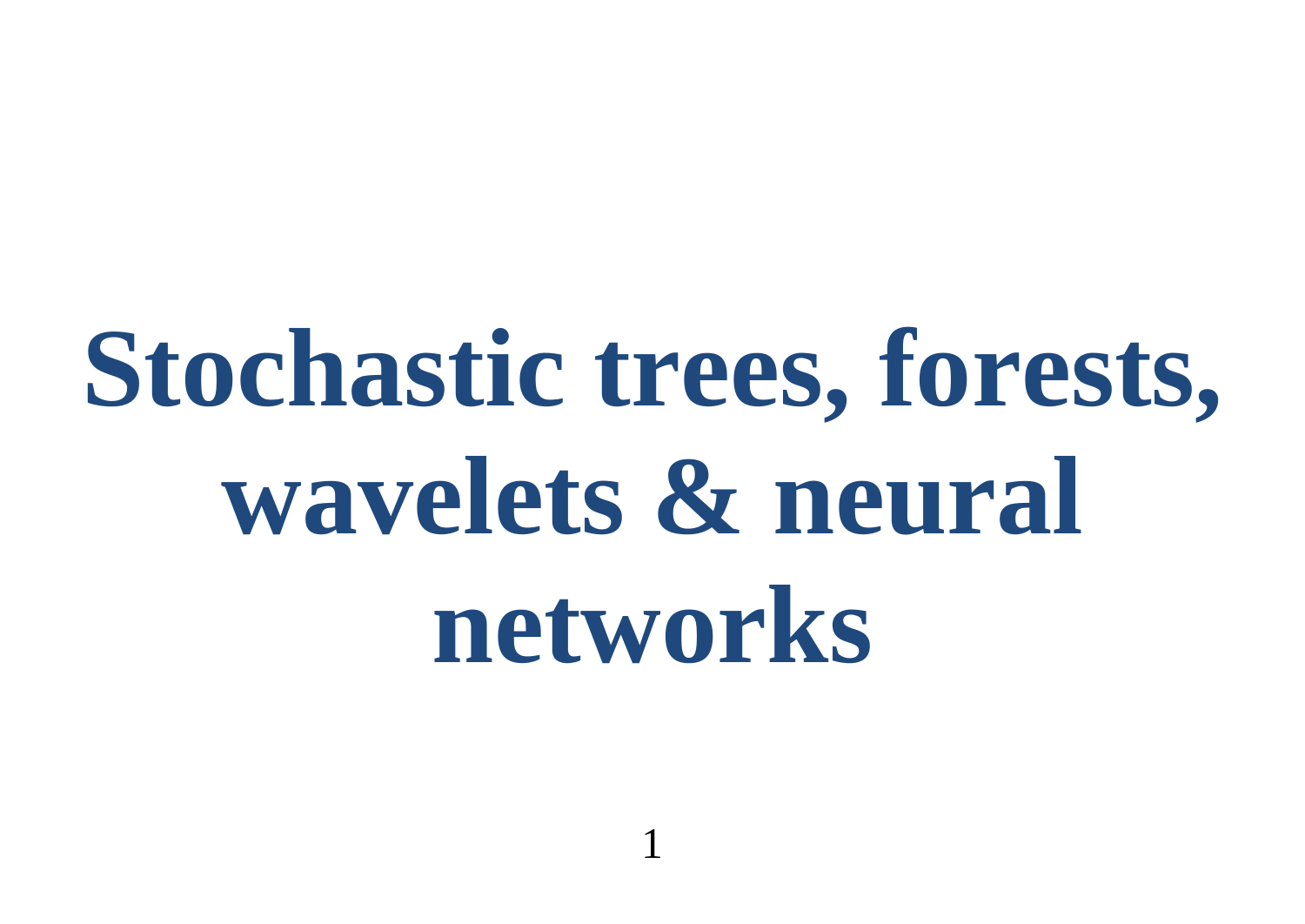# Stochastic trees, forests, wavelets & neural networks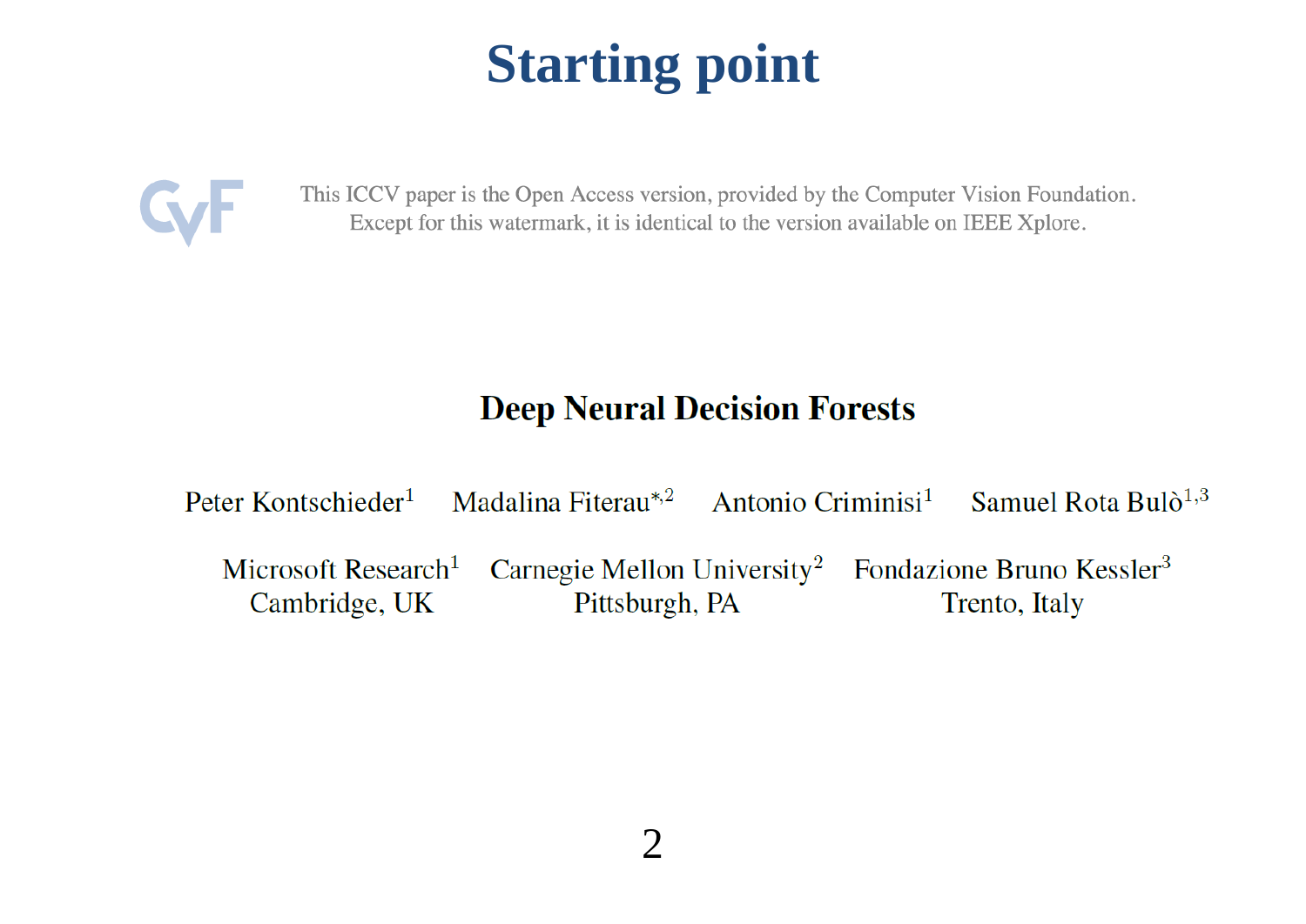# Starting point

This ICCV paper is the Open Access version, provided by the Computer Vision Foundation.
Except for this watermark, it is identical to the version available on IEEE Xplore.

## Deep Neural Decision Forests

Peter Kontschieder[1] Madalina Fiterau[*,2] Antonio Criminisi[1] Samuel Rota Bulò[1,3]

Microsoft Research[1]
Cambridge, UK

Carnegie Mellon University[2]
Pittsburgh, PA

Fondazione Bruno Kessler[3]
Trento, Italy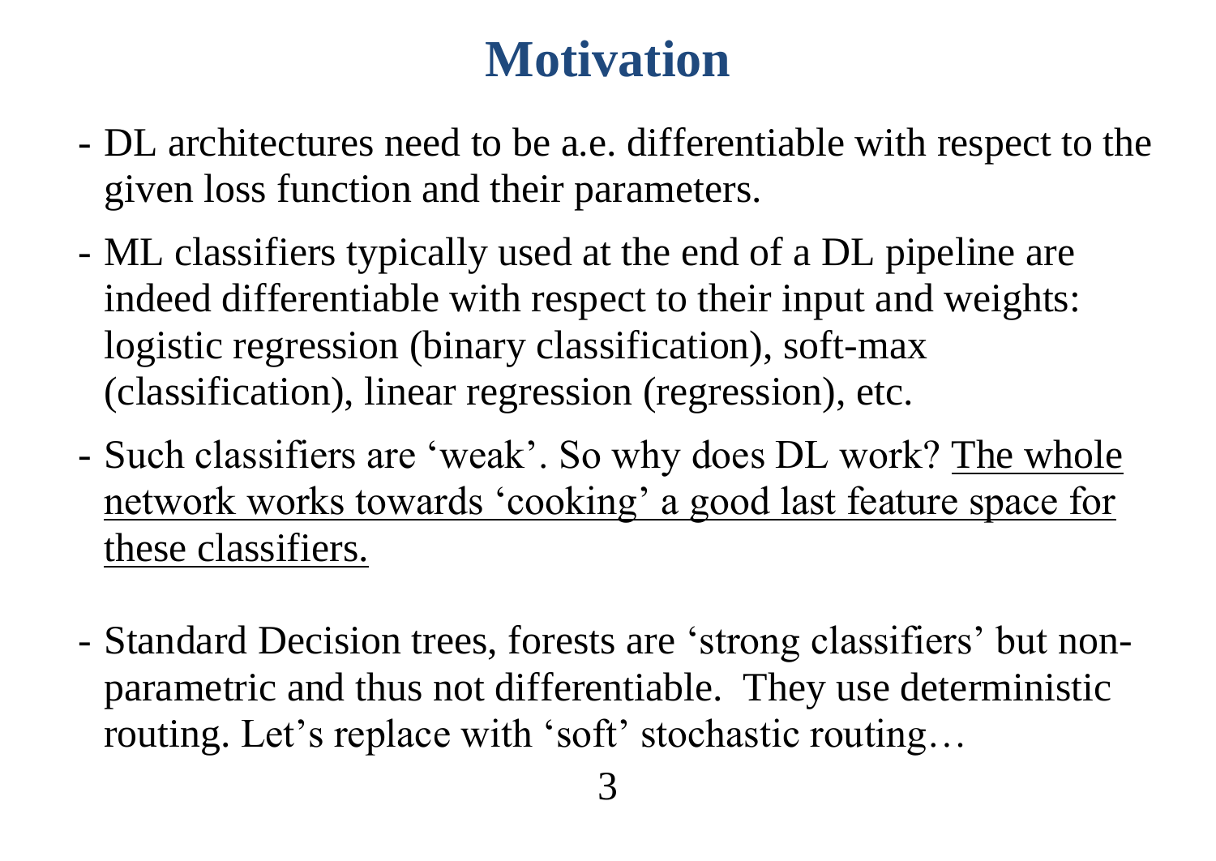# Motivation

- DL architectures need to be a.e. differentiable with respect to the given loss function and their parameters.
- ML classifiers typically used at the end of a DL pipeline are indeed differentiable with respect to their input and weights: logistic regression (binary classification), soft-max (classification), linear regression (regression), etc.
- Such classifiers are 'weak'. So why does DL work? <u>The whole network works towards 'cooking' a good last feature space for these classifiers.</u>

- Standard Decision trees, forests are 'strong classifiers' but non-parametric and thus not differentiable. They use deterministic routing. Let's replace with 'soft' stochastic routing…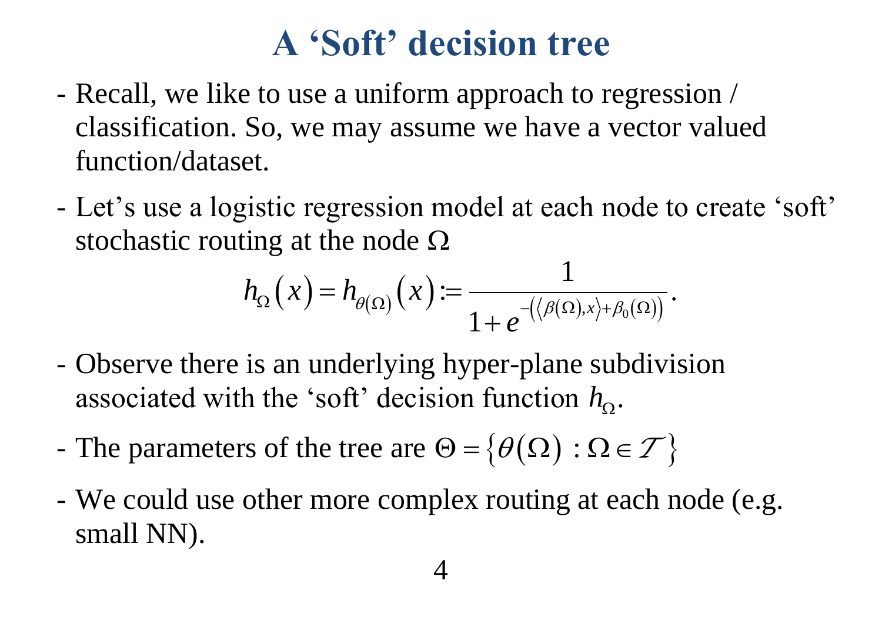# A 'Soft' decision tree

- Recall, we like to use a uniform approach to regression / classification. So, we may assume we have a vector valued function/dataset.
- Let's use a logistic regression model at each node to create 'soft' stochastic routing at the node $\Omega$

$$h_\Omega(x) = h_{\theta(\Omega)}(x) := \frac{1}{1 + e^{-\left(\langle \beta(\Omega), x \rangle + \beta_0(\Omega)\right)}}.$$

- Observe there is an underlying hyper-plane subdivision associated with the 'soft' decision function $h_\Omega$.
- The parameters of the tree are $\Theta = \{\theta(\Omega) : \Omega \in \mathcal{T}\}$
- We could use other more complex routing at each node (e.g. small NN).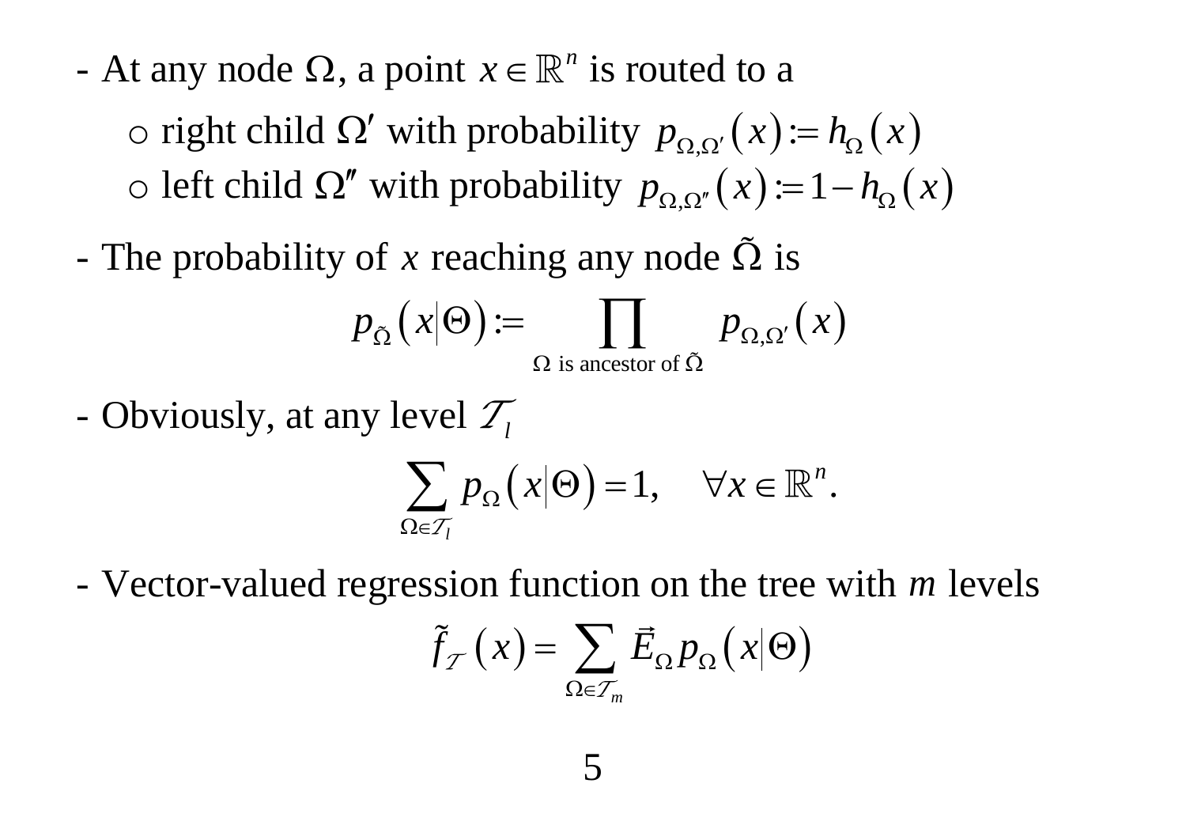- At any node $\Omega$, a point $x \in \mathbb{R}^n$ is routed to a
    - right child $\Omega'$ with probability $p_{\Omega,\Omega'}(x) := h_\Omega(x)$
    - left child $\Omega''$ with probability $p_{\Omega,\Omega''}(x) := 1 - h_\Omega(x)$
- The probability of $x$ reaching any node $\tilde{\Omega}$ is

$$p_{\tilde{\Omega}}(x|\Theta) := \prod_{\Omega \text{ is ancestor of } \tilde{\Omega}} p_{\Omega,\Omega'}(x)$$

- Obviously, at any level $\mathcal{T}_l$

$$\sum_{\Omega \in \mathcal{T}_l} p_\Omega(x|\Theta) = 1, \quad \forall x \in \mathbb{R}^n.$$

- Vector-valued regression function on the tree with $m$ levels

$$\tilde{f}_{\mathcal{T}}(x) = \sum_{\Omega \in \mathcal{T}_m} \vec{E}_\Omega \, p_\Omega(x|\Theta)$$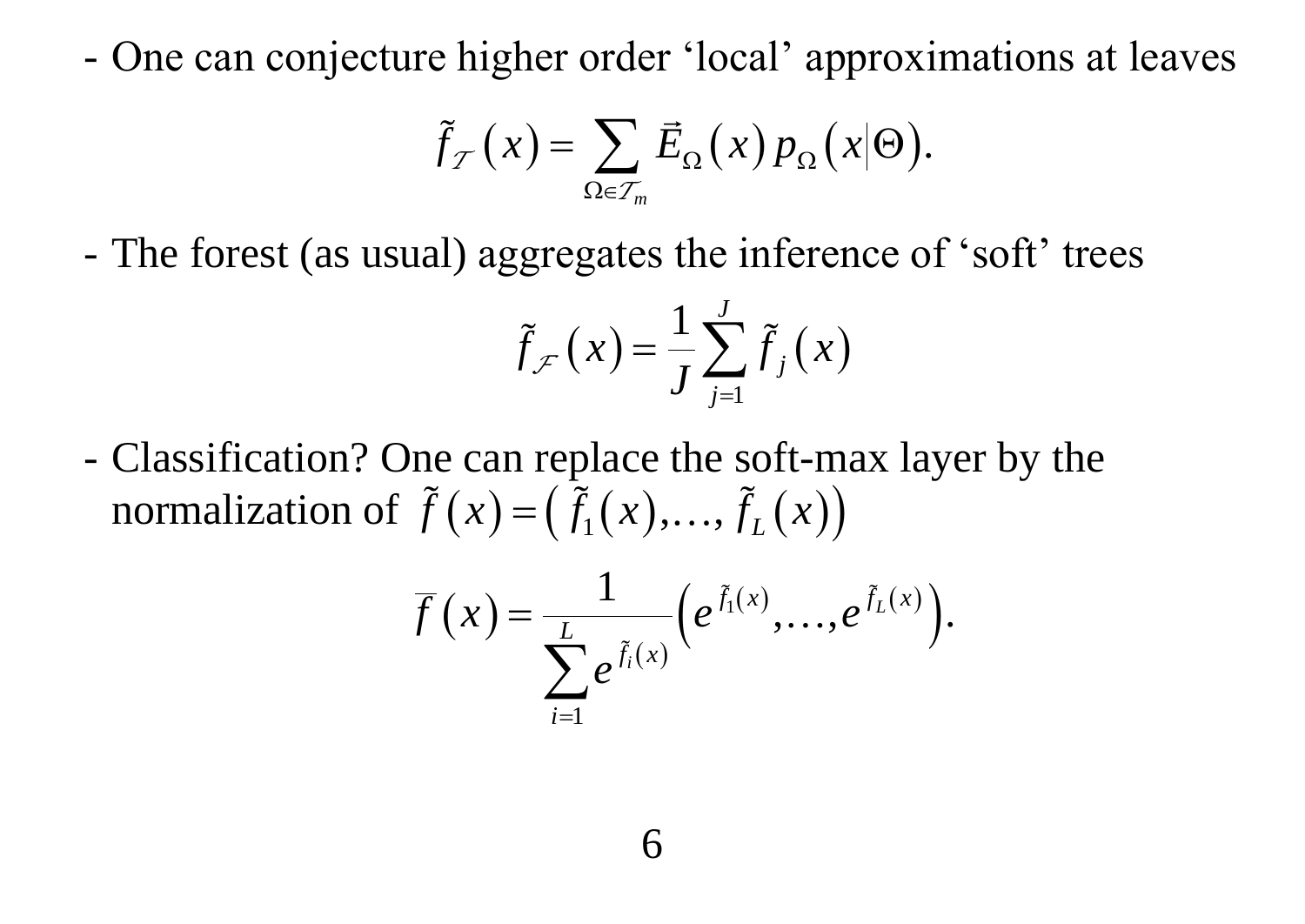- One can conjecture higher order ‘local’ approximations at leaves

$$\tilde{f}_{\mathcal{T}}(x) = \sum_{\Omega \in \mathcal{T}_m} \vec{E}_{\Omega}(x)\, p_{\Omega}(x|\Theta).$$

- The forest (as usual) aggregates the inference of ‘soft’ trees

$$\tilde{f}_{\mathcal{F}}(x) = \frac{1}{J}\sum_{j=1}^{J} \tilde{f}_j(x)$$

- Classification? One can replace the soft-max layer by the normalization of $\tilde{f}(x) = \left(\tilde{f}_1(x), \ldots, \tilde{f}_L(x)\right)$

$$\overline{f}(x) = \frac{1}{\sum_{i=1}^{L} e^{\tilde{f}_i(x)}}\left(e^{\tilde{f}_1(x)}, \ldots, e^{\tilde{f}_L(x)}\right).$$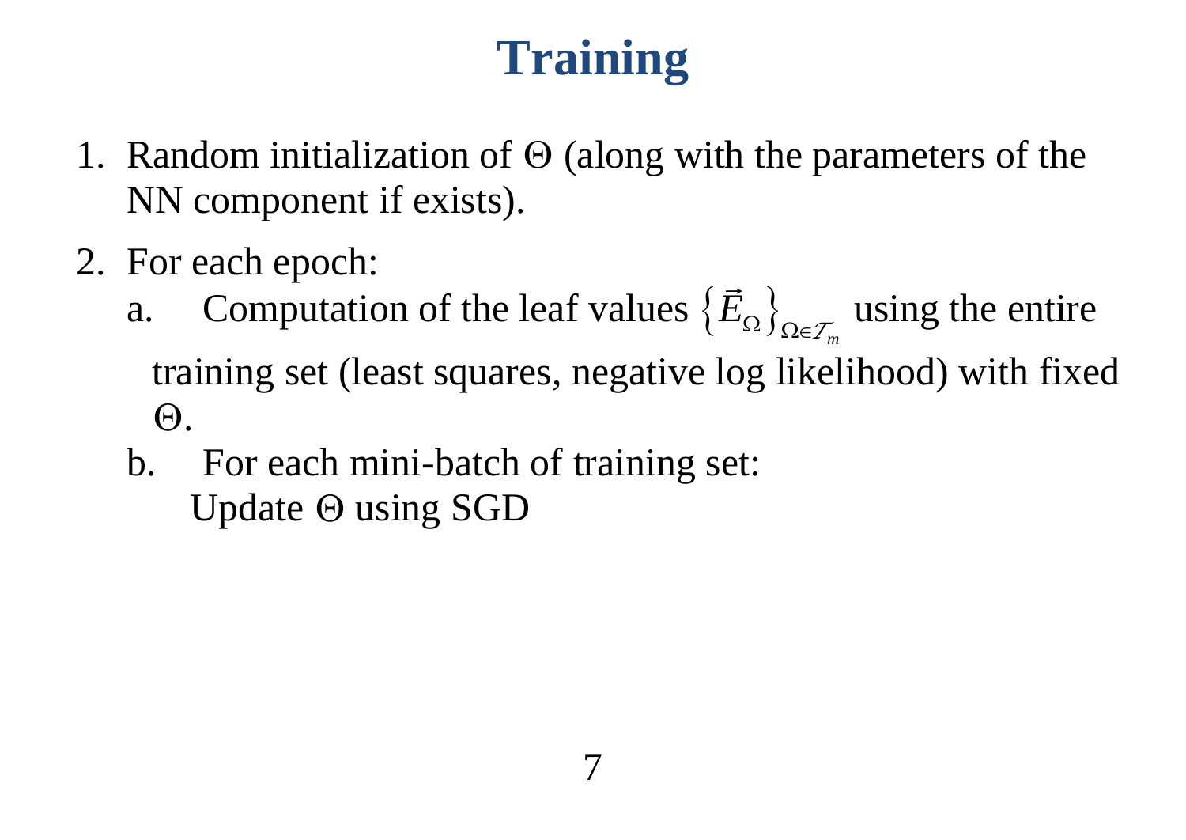# Training

1. Random initialization of $\Theta$ (along with the parameters of the NN component if exists).
2. For each epoch:
   a. Computation of the leaf values $\left\{\vec{E}_{\Omega}\right\}_{\Omega \in \mathcal{T}_m}$ using the entire training set (least squares, negative log likelihood) with fixed $\Theta$.
   b. For each mini-batch of training set:
      Update $\Theta$ using SGD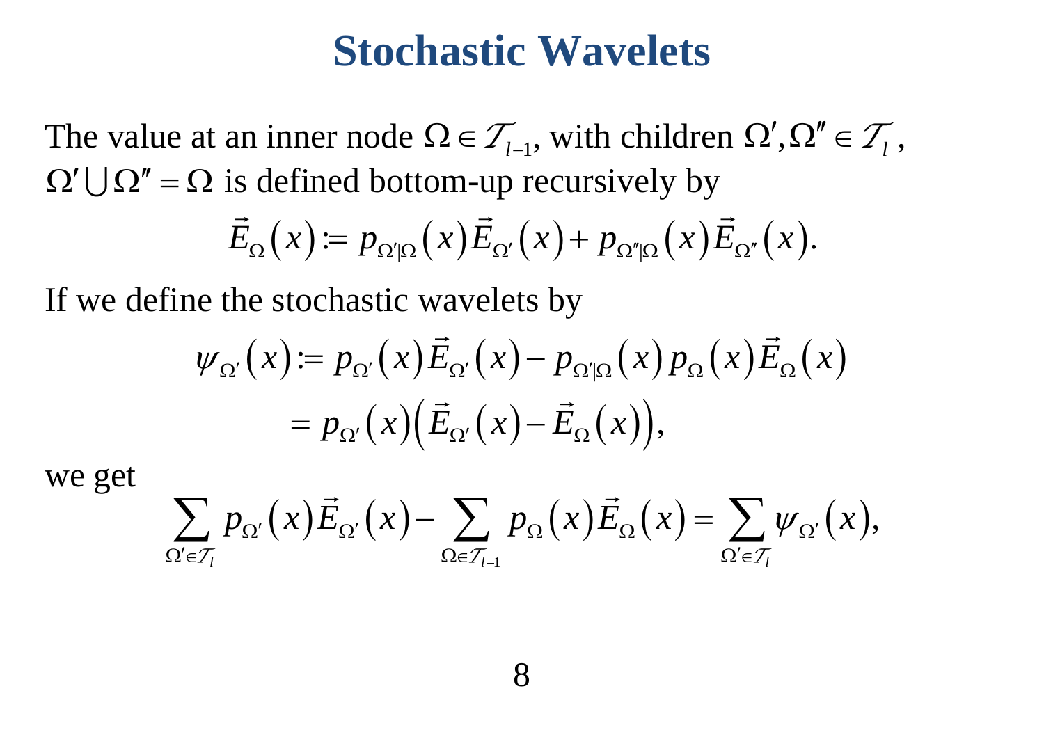# Stochastic Wavelets

The value at an inner node $\Omega \in \mathcal{T}_{l-1}$, with children $\Omega', \Omega'' \in \mathcal{T}_l$, $\Omega' \bigcup \Omega'' = \Omega$ is defined bottom-up recursively by

$$\vec{E}_{\Omega}(x) := p_{\Omega'|\Omega}(x)\vec{E}_{\Omega'}(x) + p_{\Omega''|\Omega}(x)\vec{E}_{\Omega''}(x).$$

If we define the stochastic wavelets by

$$\begin{aligned}\psi_{\Omega'}(x) &:= p_{\Omega'}(x)\vec{E}_{\Omega'}(x) - p_{\Omega'|\Omega}(x)\, p_{\Omega}(x)\vec{E}_{\Omega}(x) \\ &= p_{\Omega'}(x)\left(\vec{E}_{\Omega'}(x) - \vec{E}_{\Omega}(x)\right),\end{aligned}$$

we get

$$\sum_{\Omega' \in \mathcal{T}_l} p_{\Omega'}(x)\vec{E}_{\Omega'}(x) - \sum_{\Omega \in \mathcal{T}_{l-1}} p_{\Omega}(x)\vec{E}_{\Omega}(x) = \sum_{\Omega' \in \mathcal{T}_l} \psi_{\Omega'}(x),$$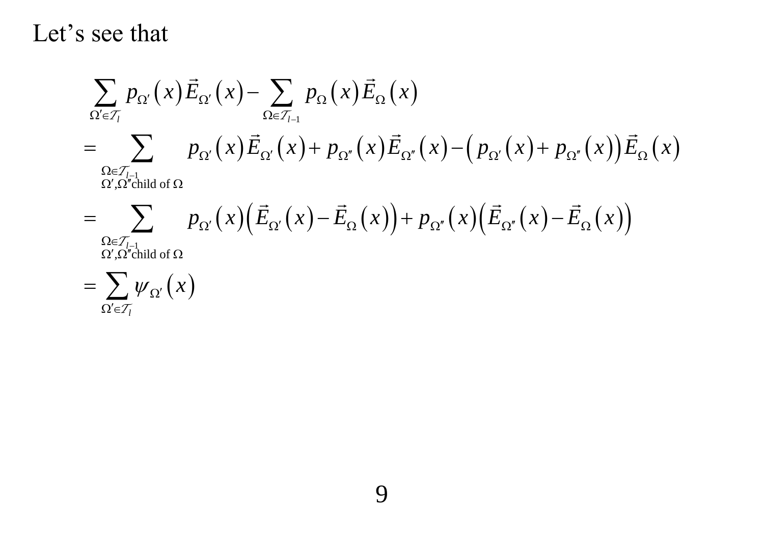Let's see that

$$
\begin{aligned}
&\sum_{\Omega' \in \mathcal{T}_l} p_{\Omega'}(x) \vec{E}_{\Omega'}(x) - \sum_{\Omega \in \mathcal{T}_{l-1}} p_{\Omega}(x) \vec{E}_{\Omega}(x) \\
&= \sum_{\substack{\Omega \in \mathcal{T}_{l-1} \\ \Omega', \Omega'' \text{child of } \Omega}} p_{\Omega'}(x) \vec{E}_{\Omega'}(x) + p_{\Omega''}(x) \vec{E}_{\Omega''}(x) - \left( p_{\Omega'}(x) + p_{\Omega''}(x) \right) \vec{E}_{\Omega}(x) \\
&= \sum_{\substack{\Omega \in \mathcal{T}_{l-1} \\ \Omega', \Omega'' \text{child of } \Omega}} p_{\Omega'}(x) \left( \vec{E}_{\Omega'}(x) - \vec{E}_{\Omega}(x) \right) + p_{\Omega''}(x) \left( \vec{E}_{\Omega''}(x) - \vec{E}_{\Omega}(x) \right) \\
&= \sum_{\Omega' \in \mathcal{T}_l} \psi_{\Omega'}(x)
\end{aligned}
$$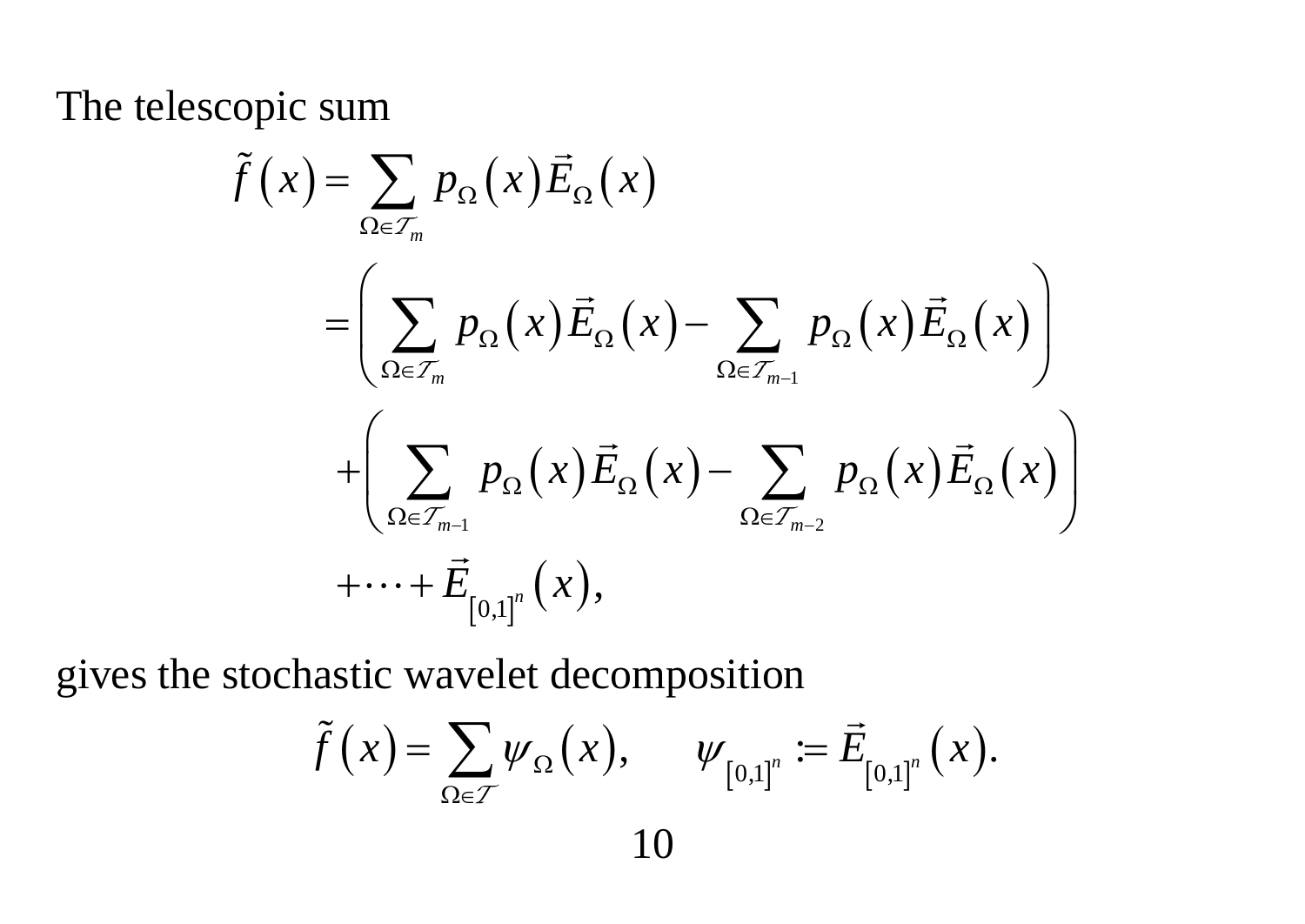The telescopic sum

$$
\begin{aligned}
\tilde{f}(x) &= \sum_{\Omega \in \mathcal{T}_m} p_\Omega(x) \vec{E}_\Omega(x) \\
&= \left( \sum_{\Omega \in \mathcal{T}_m} p_\Omega(x) \vec{E}_\Omega(x) - \sum_{\Omega \in \mathcal{T}_{m-1}} p_\Omega(x) \vec{E}_\Omega(x) \right) \\
&\quad + \left( \sum_{\Omega \in \mathcal{T}_{m-1}} p_\Omega(x) \vec{E}_\Omega(x) - \sum_{\Omega \in \mathcal{T}_{m-2}} p_\Omega(x) \vec{E}_\Omega(x) \right) \\
&\quad + \cdots + \vec{E}_{[0,1]^n}(x),
\end{aligned}
$$

gives the stochastic wavelet decomposition

$$
\tilde{f}(x) = \sum_{\Omega \in \mathcal{T}} \psi_\Omega(x), \qquad \psi_{[0,1]^n} := \vec{E}_{[0,1]^n}(x).
$$